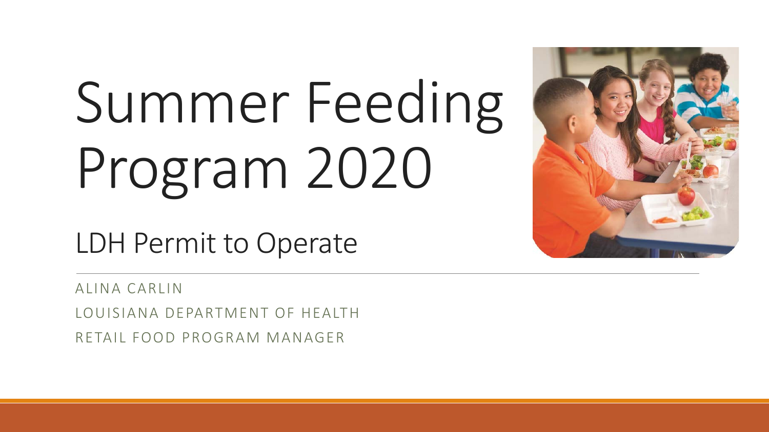# Summer Feeding Program 2020

## LDH Permit to Operate

ALINA CARLIN

LOUISIANA DEPARTMENT OF HEALTH

RETAIL FOOD PROGRAM MANAGER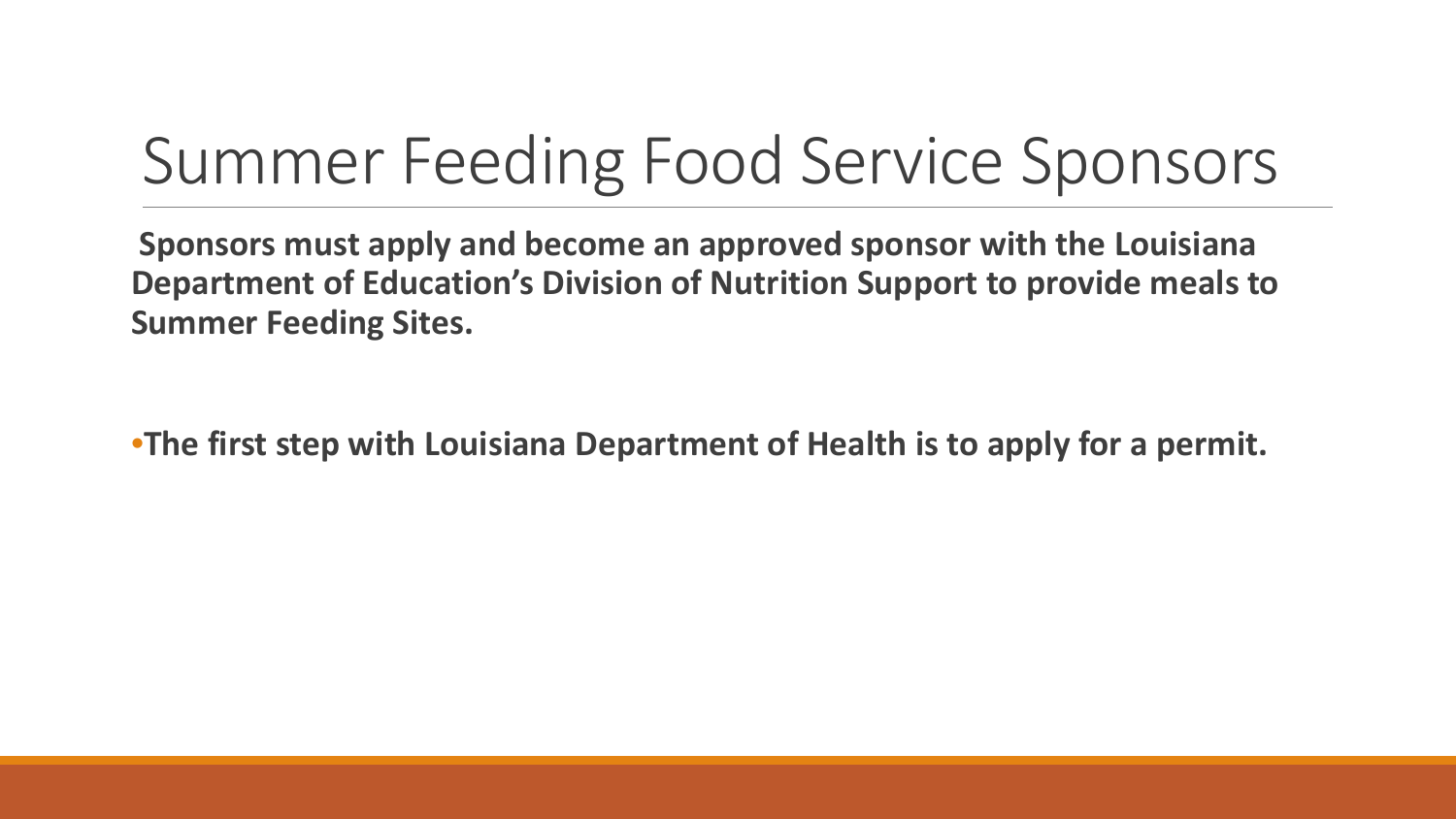# Summer Feeding Food Service Sponsors

**Sponsors must apply and become an approved sponsor with the Louisiana Department of Education's Division of Nutrition Support to provide meals to Summer Feeding Sites.**

- **The first step with Louisiana Department of Health is to apply for a permit.**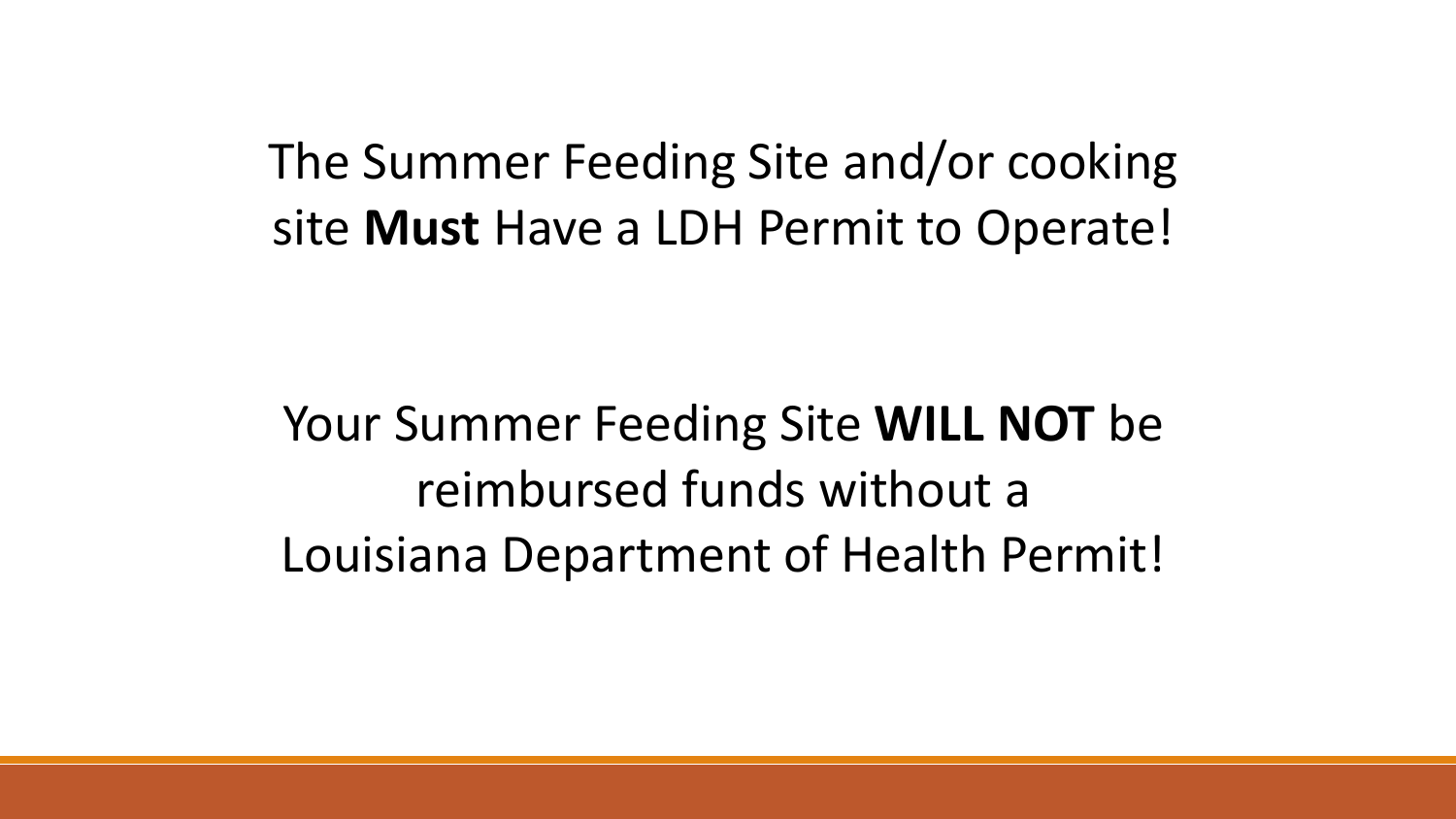The Summer Feeding Site and/or cooking site **Must** Have a LDH Permit to Operate!

Your Summer Feeding Site **WILL NOT** be reimbursed funds without a Louisiana Department of Health Permit!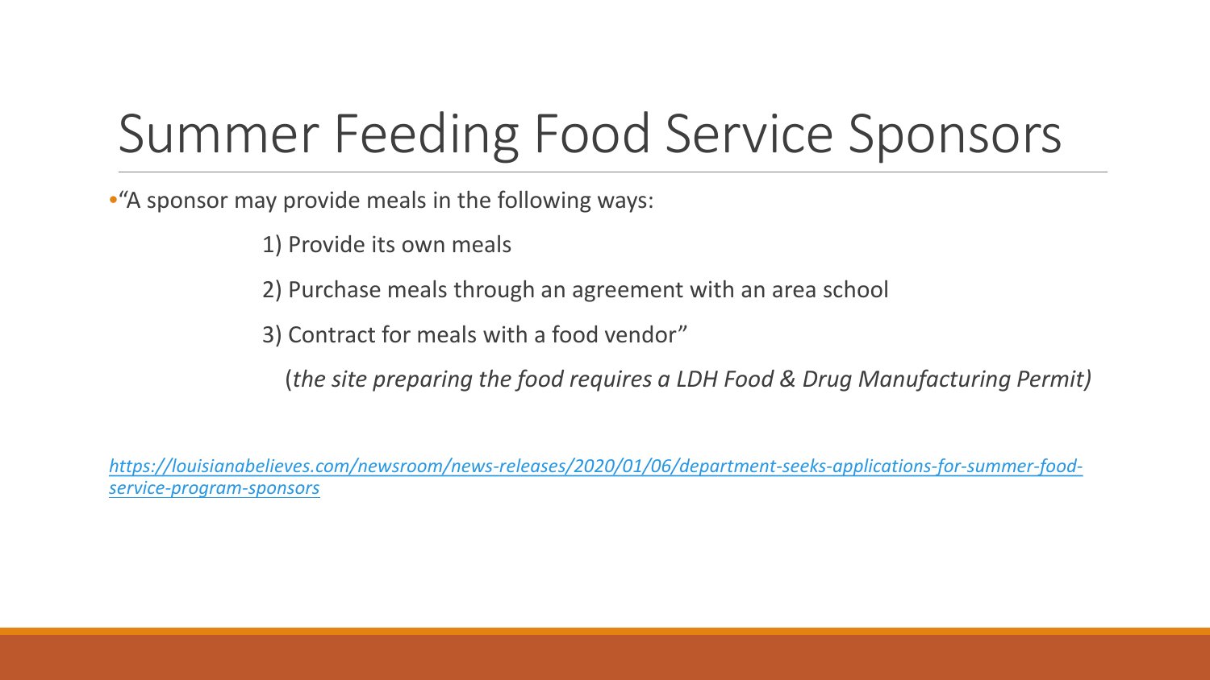# Summer Feeding Food Service Sponsors

- "A sponsor may provide meals in the following ways:

  1) Provide its own meals

  2) Purchase meals through an agreement with an area school

  3) Contract for meals with a food vendor"

  (*the site preparing the food requires a LDH Food & Drug Manufacturing Permit)*

*https://louisianabelieves.com/newsroom/news-releases/2020/01/06/department-seeks-applications-for-summer-food-service-program-sponsors*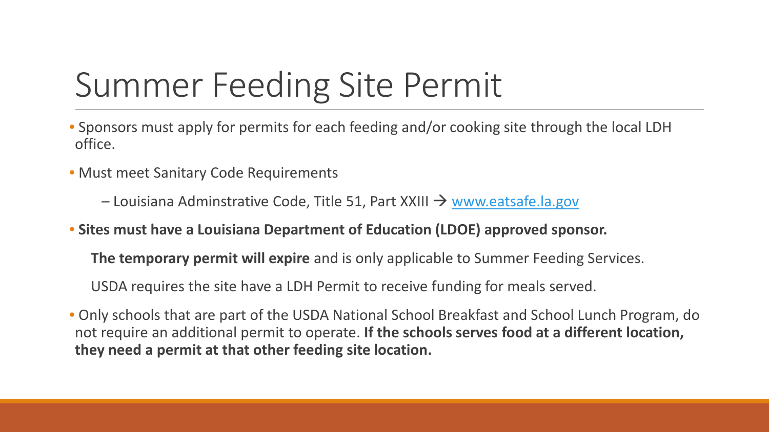# Summer Feeding Site Permit

- Sponsors must apply for permits for each feeding and/or cooking site through the local LDH office.
- Must meet Sanitary Code Requirements
  - – Louisiana Adminstrative Code, Title 51, Part XXIII → www.eatsafe.la.gov
- **Sites must have a Louisiana Department of Education (LDOE) approved sponsor.**

  **The temporary permit will expire** and is only applicable to Summer Feeding Services.

  USDA requires the site have a LDH Permit to receive funding for meals served.
- Only schools that are part of the USDA National School Breakfast and School Lunch Program, do not require an additional permit to operate. **If the schools serves food at a different location, they need a permit at that other feeding site location.**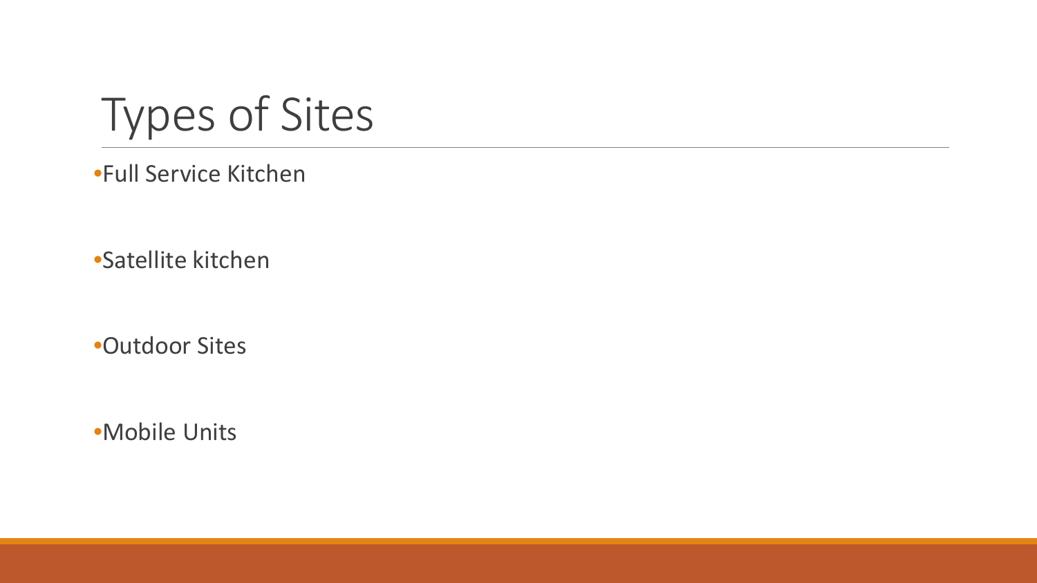# Types of Sites

- Full Service Kitchen
- Satellite kitchen
- Outdoor Sites
- Mobile Units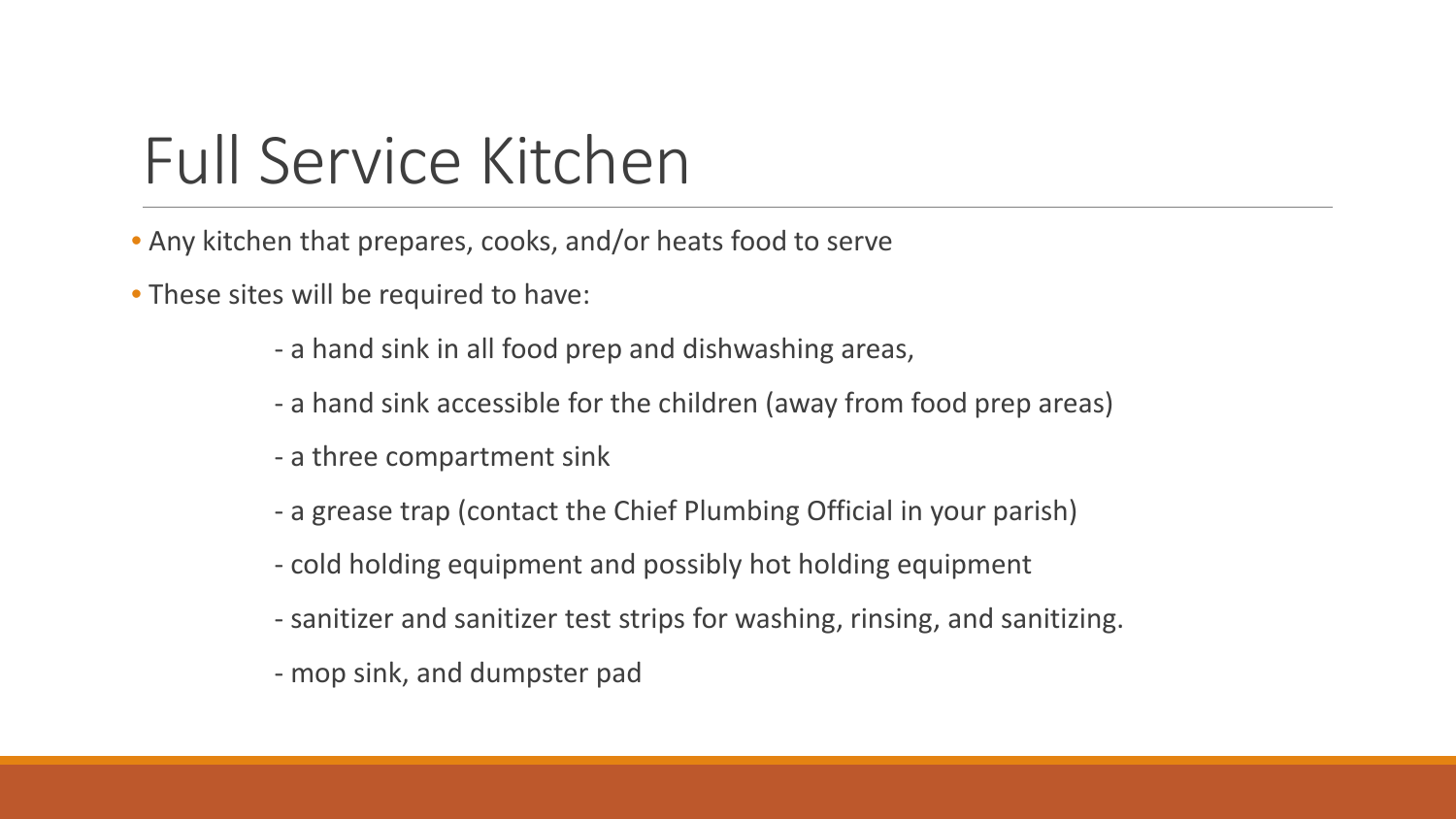# Full Service Kitchen

- Any kitchen that prepares, cooks, and/or heats food to serve
- These sites will be required to have:
  - a hand sink in all food prep and dishwashing areas,
  - a hand sink accessible for the children (away from food prep areas)
  - a three compartment sink
  - a grease trap (contact the Chief Plumbing Official in your parish)
  - cold holding equipment and possibly hot holding equipment
  - sanitizer and sanitizer test strips for washing, rinsing, and sanitizing.
  - mop sink, and dumpster pad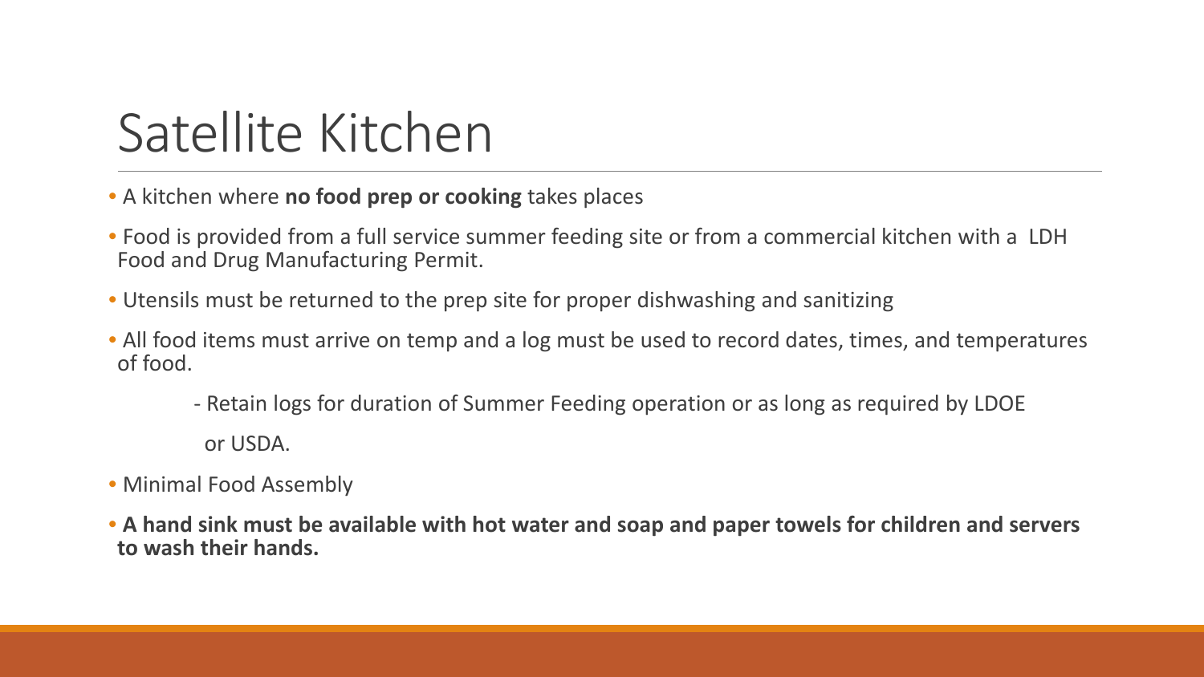# Satellite Kitchen

- A kitchen where **no food prep or cooking** takes places
- Food is provided from a full service summer feeding site or from a commercial kitchen with a LDH Food and Drug Manufacturing Permit.
- Utensils must be returned to the prep site for proper dishwashing and sanitizing
- All food items must arrive on temp and a log must be used to record dates, times, and temperatures of food.
  - Retain logs for duration of Summer Feeding operation or as long as required by LDOE or USDA.
- Minimal Food Assembly
- **A hand sink must be available with hot water and soap and paper towels for children and servers to wash their hands.**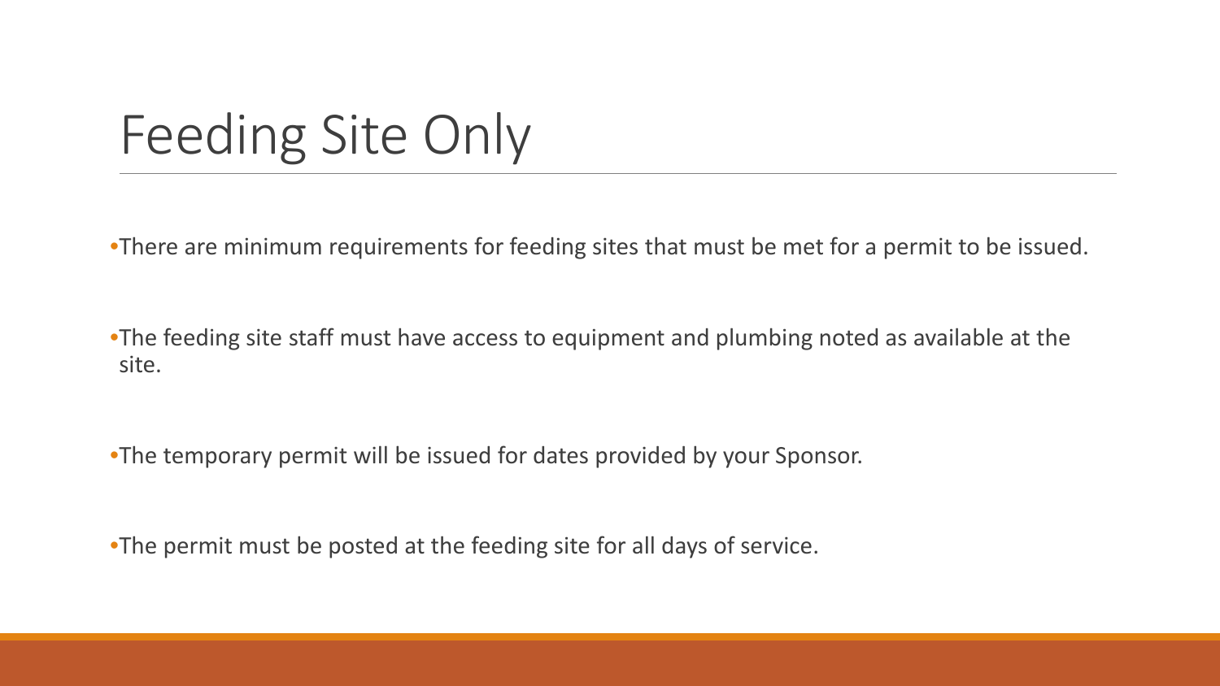# Feeding Site Only

- There are minimum requirements for feeding sites that must be met for a permit to be issued.
- The feeding site staff must have access to equipment and plumbing noted as available at the site.
- The temporary permit will be issued for dates provided by your Sponsor.
- The permit must be posted at the feeding site for all days of service.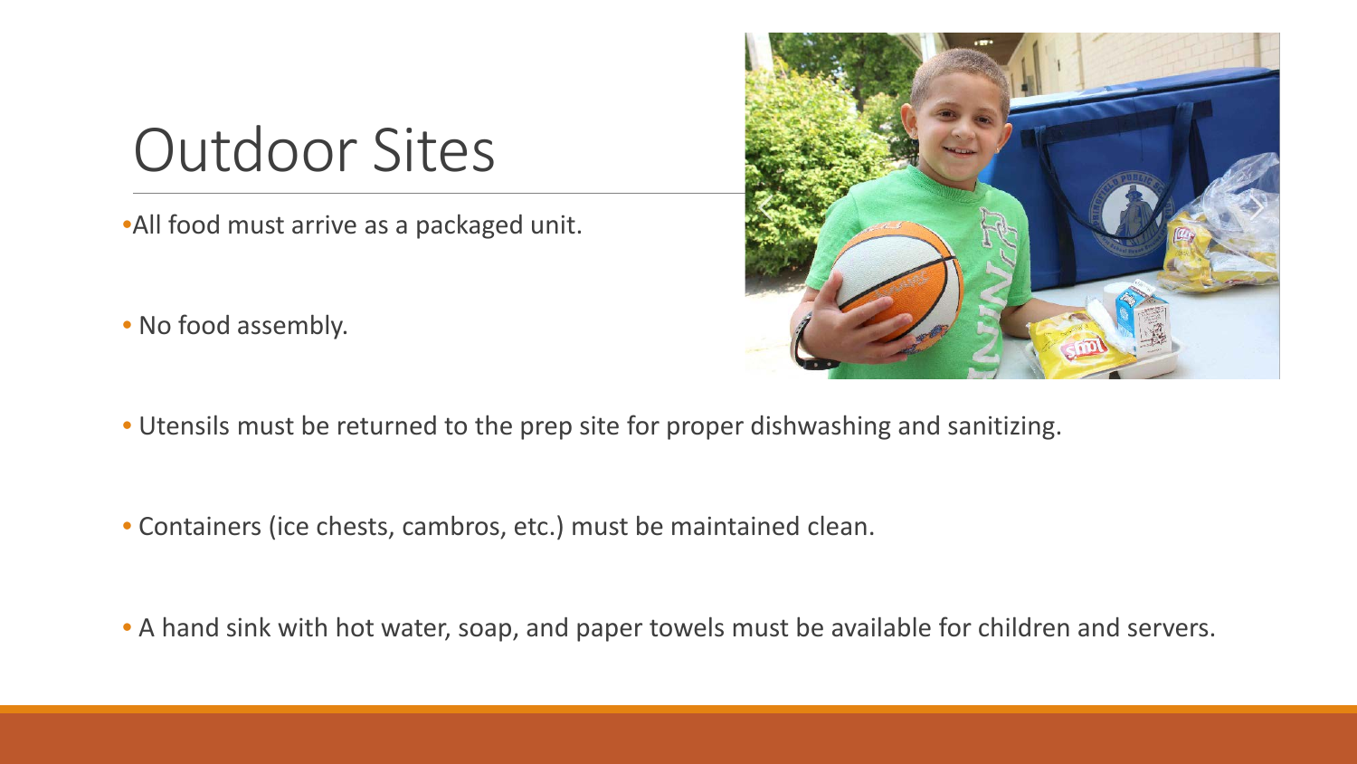# Outdoor Sites

- All food must arrive as a packaged unit.
- No food assembly.
- Utensils must be returned to the prep site for proper dishwashing and sanitizing.
- Containers (ice chests, cambros, etc.) must be maintained clean.
- A hand sink with hot water, soap, and paper towels must be available for children and servers.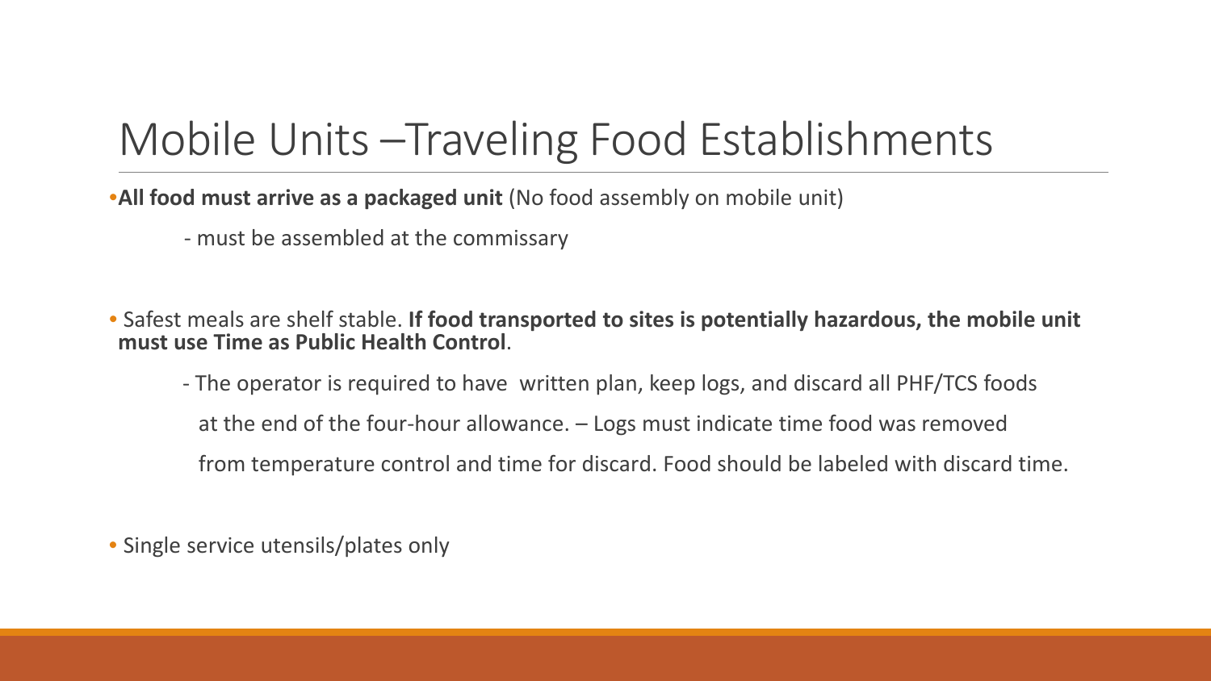# Mobile Units –Traveling Food Establishments

- **All food must arrive as a packaged unit** (No food assembly on mobile unit)
  - must be assembled at the commissary

- Safest meals are shelf stable. **If food transported to sites is potentially hazardous, the mobile unit must use Time as Public Health Control**.
  - The operator is required to have written plan, keep logs, and discard all PHF/TCS foods at the end of the four-hour allowance. – Logs must indicate time food was removed from temperature control and time for discard. Food should be labeled with discard time.

- Single service utensils/plates only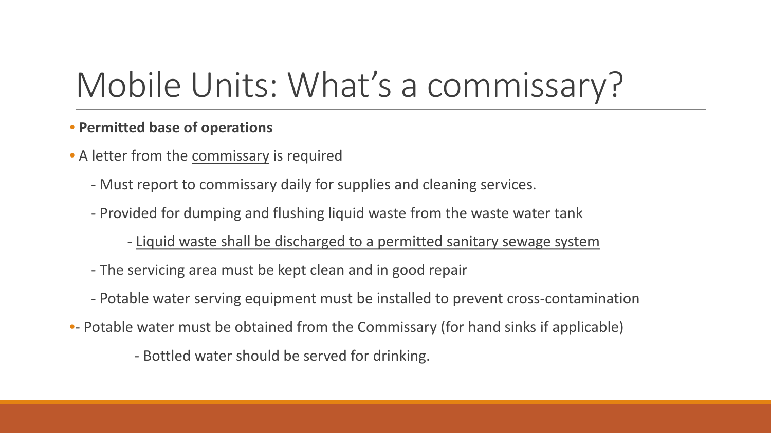# Mobile Units: What's a commissary?

- **Permitted base of operations**
- A letter from the <u>commissary</u> is required
  - Must report to commissary daily for supplies and cleaning services.
  - Provided for dumping and flushing liquid waste from the waste water tank
    - <u>Liquid waste shall be discharged to a permitted sanitary sewage system</u>
  - The servicing area must be kept clean and in good repair
  - Potable water serving equipment must be installed to prevent cross-contamination
- - Potable water must be obtained from the Commissary (for hand sinks if applicable)
    - Bottled water should be served for drinking.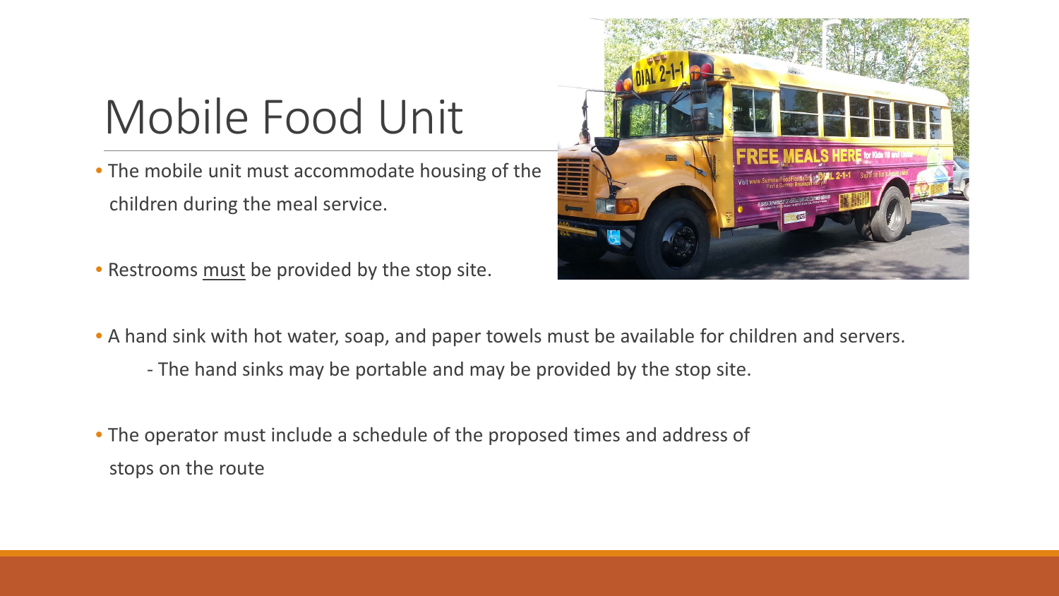# Mobile Food Unit

- The mobile unit must accommodate housing of the children during the meal service.

- Restrooms must be provided by the stop site.

- A hand sink with hot water, soap, and paper towels must be available for children and servers.
  - The hand sinks may be portable and may be provided by the stop site.

- The operator must include a schedule of the proposed times and address of stops on the route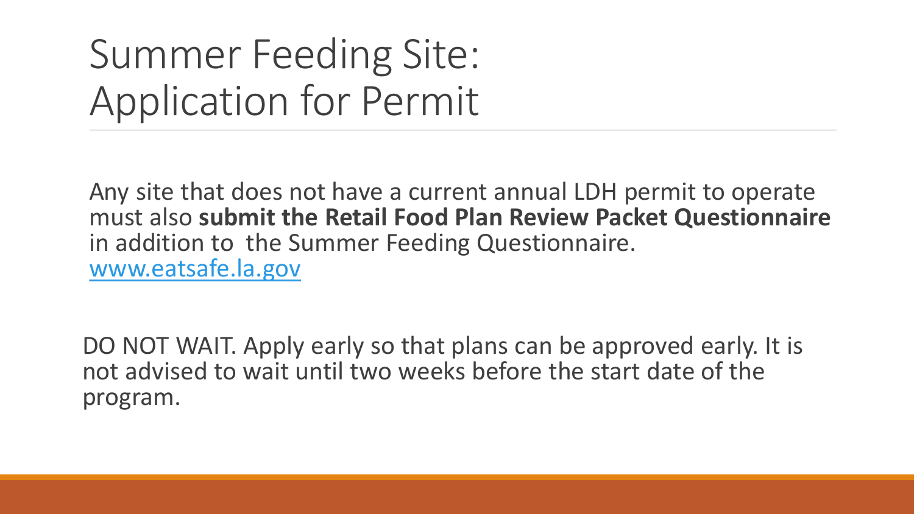# Summary Feeding Site: Application for Permit

Any site that does not have a current annual LDH permit to operate must also **submit the Retail Food Plan Review Packet Questionnaire** in addition to the Summer Feeding Questionnaire. [www.eatsafe.la.gov](http://www.eatsafe.la.gov)

DO NOT WAIT. Apply early so that plans can be approved early. It is not advised to wait until two weeks before the start date of the program.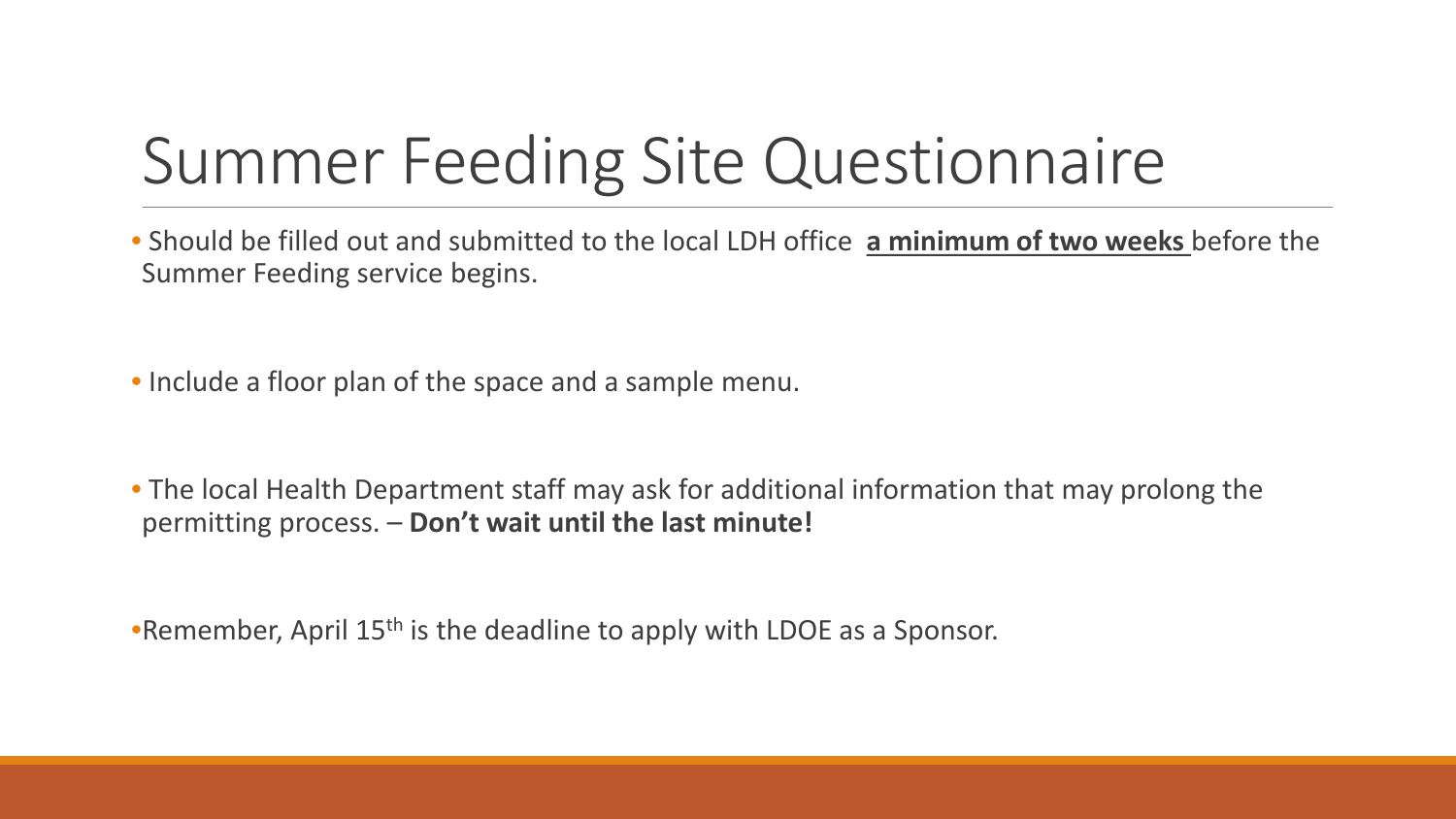# Summer Feeding Site Questionnaire

- Should be filled out and submitted to the local LDH office **a minimum of two weeks** before the Summer Feeding service begins.

- Include a floor plan of the space and a sample menu.

- The local Health Department staff may ask for additional information that may prolong the permitting process. – **Don't wait until the last minute!**

- Remember, April 15th is the deadline to apply with LDOE as a Sponsor.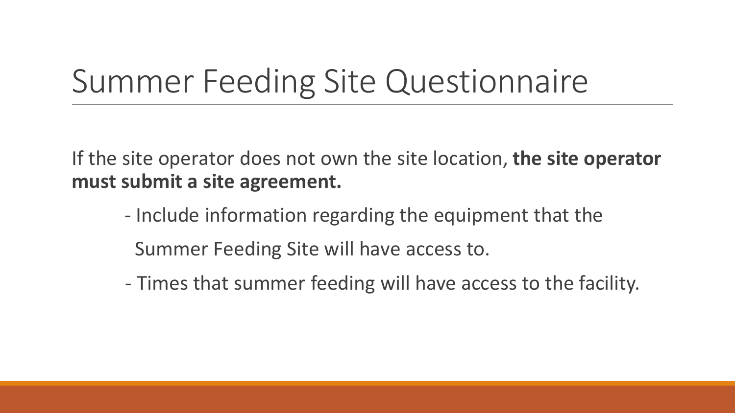# Summer Feeding Site Questionnaire

If the site operator does not own the site location, **the site operator must submit a site agreement.**

- Include information regarding the equipment that the Summer Feeding Site will have access to.
- Times that summer feeding will have access to the facility.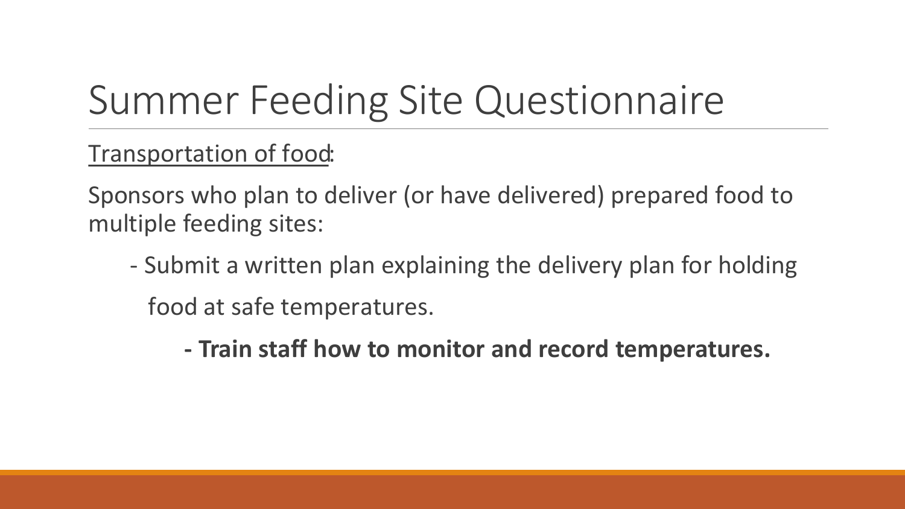# Summer Feeding Site Questionnaire

<u>Transportation of food</u>:

Sponsors who plan to deliver (or have delivered) prepared food to multiple feeding sites:

- Submit a written plan explaining the delivery plan for holding food at safe temperatures.
  - **Train staff how to monitor and record temperatures.**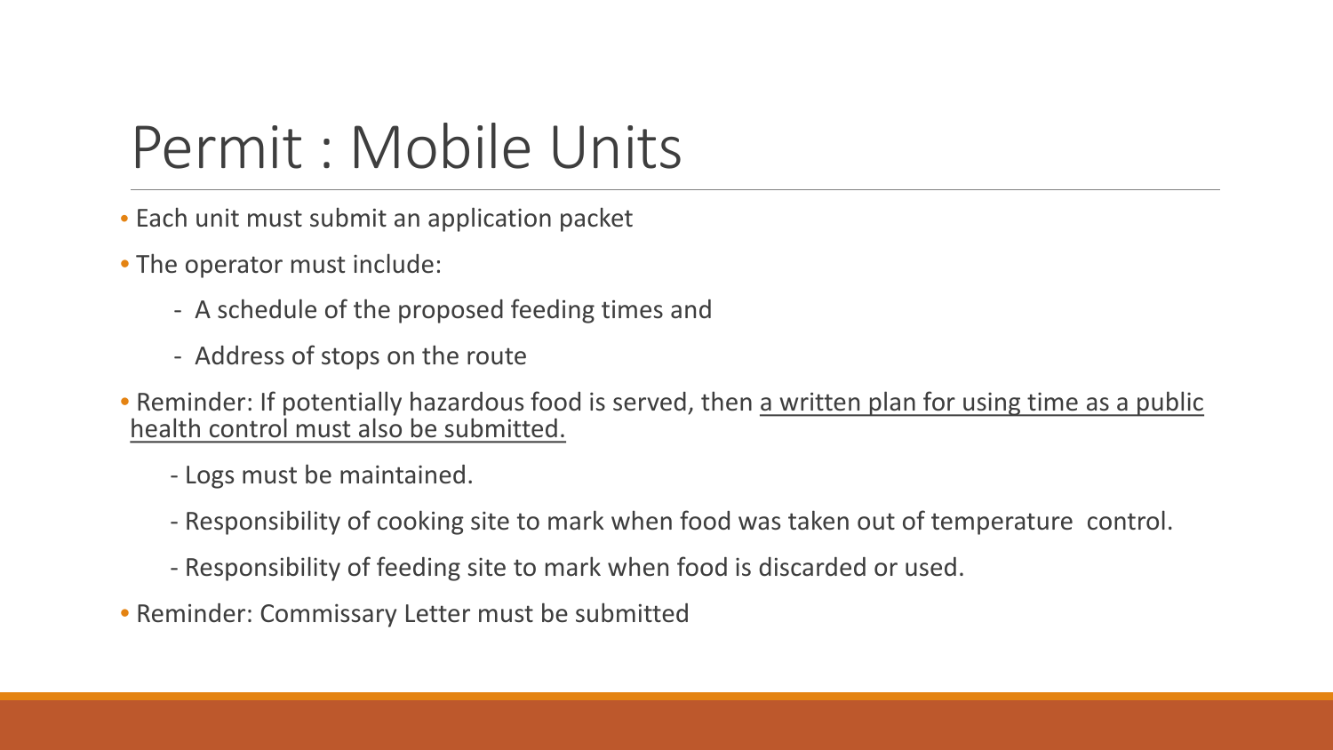# Permit : Mobile Units

- Each unit must submit an application packet
- The operator must include:
  - A schedule of the proposed feeding times and
  - Address of stops on the route
- Reminder: If potentially hazardous food is served, then <u>a written plan for using time as a public health control must also be submitted.</u>
  - Logs must be maintained.
  - Responsibility of cooking site to mark when food was taken out of temperature control.
  - Responsibility of feeding site to mark when food is discarded or used.
- Reminder: Commissary Letter must be submitted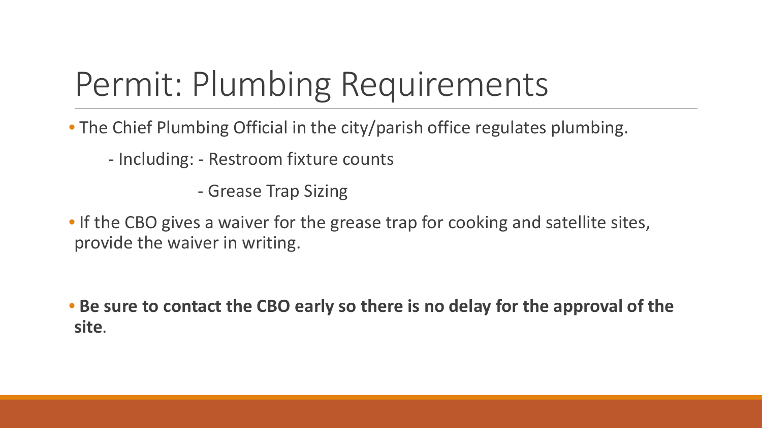# Permit: Plumbing Requirements

- The Chief Plumbing Official in the city/parish office regulates plumbing.
  - Including: - Restroom fixture counts
    - Grease Trap Sizing
- If the CBO gives a waiver for the grease trap for cooking and satellite sites, provide the waiver in writing.

- **Be sure to contact the CBO early so there is no delay for the approval of the site**.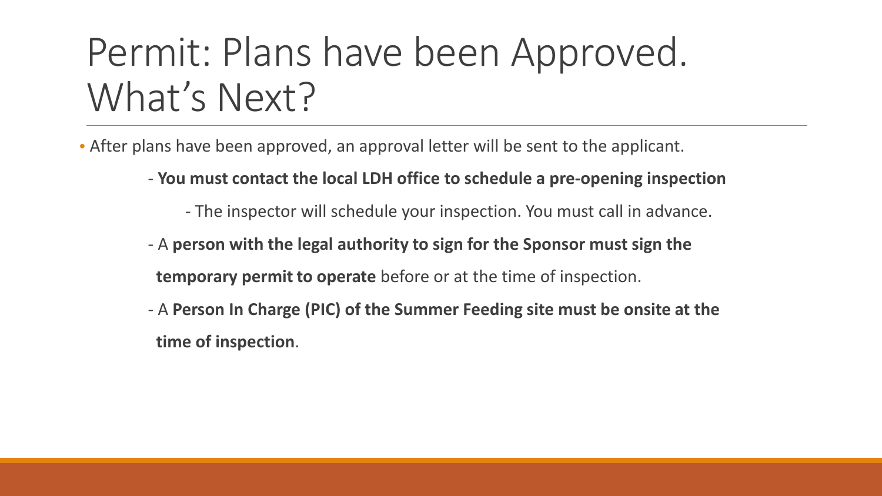# Permit: Plans have been Approved. What's Next?

- After plans have been approved, an approval letter will be sent to the applicant.
  - **You must contact the local LDH office to schedule a pre-opening inspection**
    - The inspector will schedule your inspection. You must call in advance.
  - A **person with the legal authority to sign for the Sponsor must sign the temporary permit to operate** before or at the time of inspection.
  - A **Person In Charge (PIC) of the Summer Feeding site must be onsite at the time of inspection**.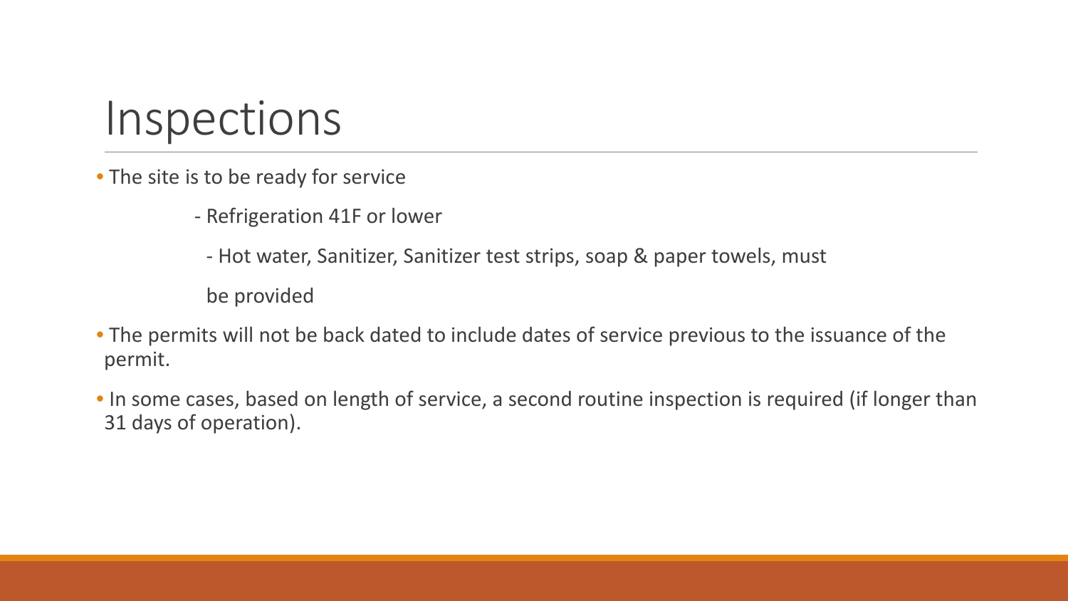# Inspections

- The site is to be ready for service
  - Refrigeration 41F or lower
  - Hot water, Sanitizer, Sanitizer test strips, soap & paper towels, must be provided
- The permits will not be back dated to include dates of service previous to the issuance of the permit.
- In some cases, based on length of service, a second routine inspection is required (if longer than 31 days of operation).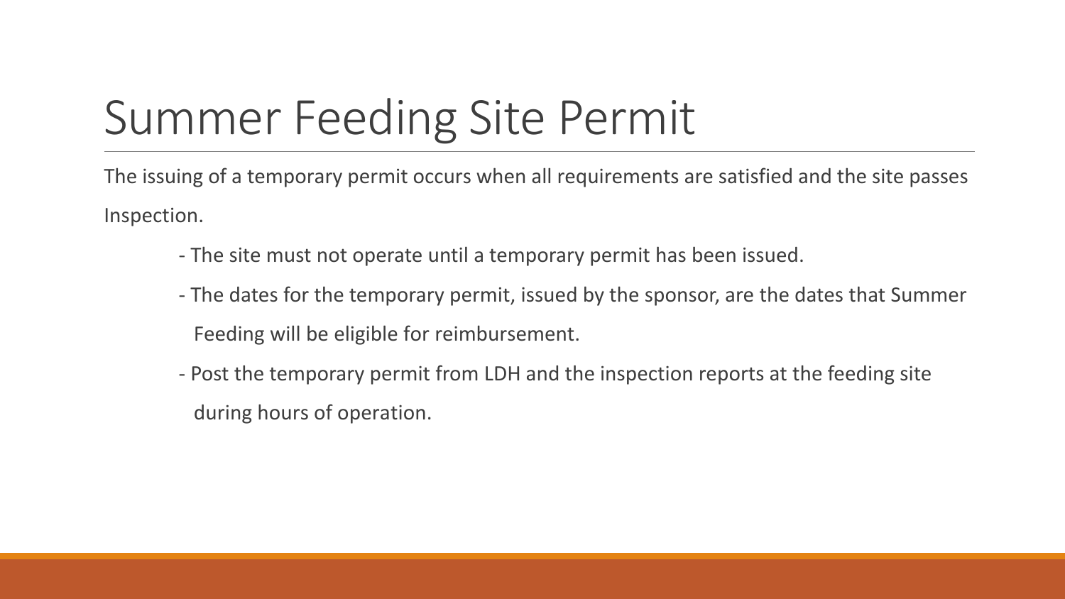# Summer Feeding Site Permit

The issuing of a temporary permit occurs when all requirements are satisfied and the site passes Inspection.

- The site must not operate until a temporary permit has been issued.
- The dates for the temporary permit, issued by the sponsor, are the dates that Summer Feeding will be eligible for reimbursement.
- Post the temporary permit from LDH and the inspection reports at the feeding site during hours of operation.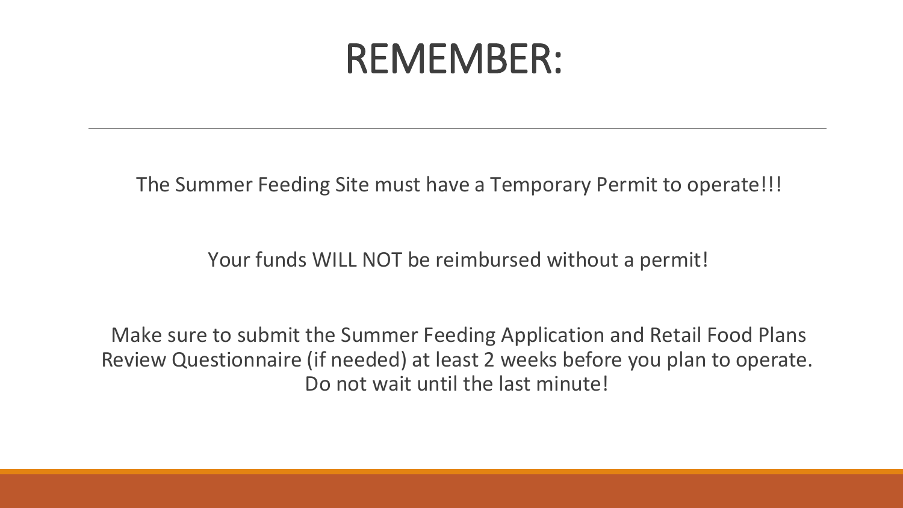# REMEMBER:

The Summer Feeding Site must have a Temporary Permit to operate!!!

Your funds WILL NOT be reimbursed without a permit!

Make sure to submit the Summer Feeding Application and Retail Food Plans Review Questionnaire (if needed) at least 2 weeks before you plan to operate. Do not wait until the last minute!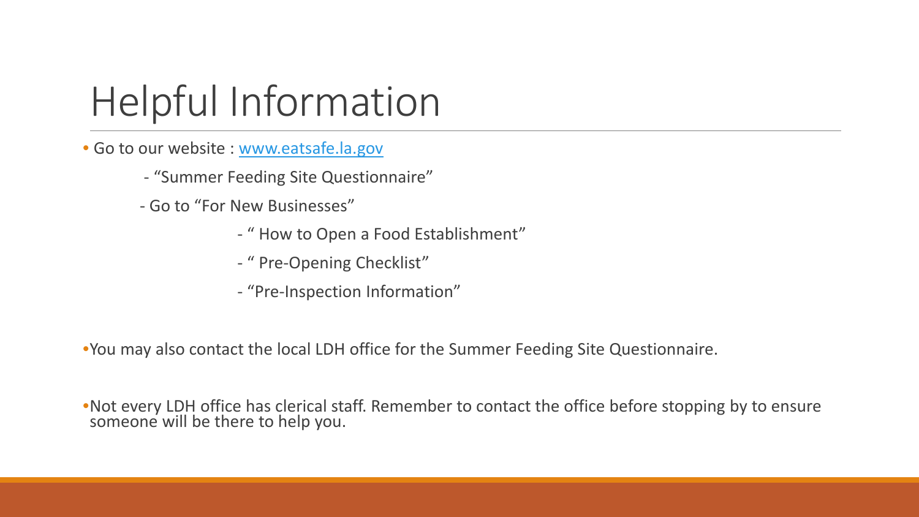# Helpful Information

- Go to our website : [www.eatsafe.la.gov](http://www.eatsafe.la.gov)
  - "Summer Feeding Site Questionnaire"
  - Go to "For New Businesses"
    - " How to Open a Food Establishment"
    - " Pre-Opening Checklist"
    - "Pre-Inspection Information"

- You may also contact the local LDH office for the Summer Feeding Site Questionnaire.

- Not every LDH office has clerical staff. Remember to contact the office before stopping by to ensure someone will be there to help you.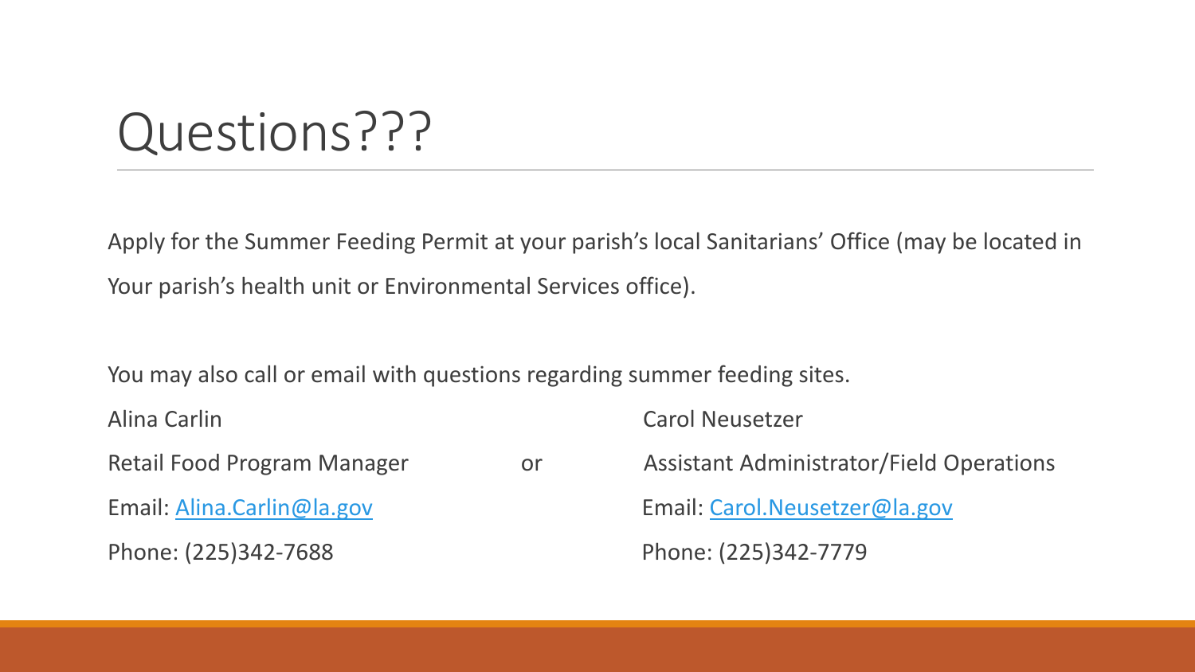# Questions???

Apply for the Summer Feeding Permit at your parish's local Sanitarians' Office (may be located in Your parish's health unit or Environmental Services office).

You may also call or email with questions regarding summer feeding sites.

Alina Carlin
Retail Food Program Manager
Email: Alina.Carlin@la.gov
Phone: (225)342-7688

or

Carol Neusetzer
Assistant Administrator/Field Operations
Email: Carol.Neusetzer@la.gov
Phone: (225)342-7779